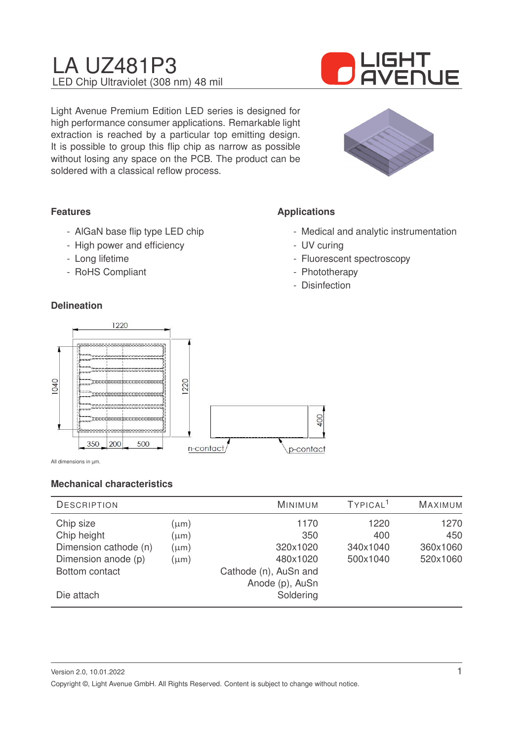# LA UZ481P3

LED Chip Ultraviolet (308 nm) 48 mil

LIGHT AVENUE

Light Avenue Premium Edition LED series is designed for high performance consumer applications. Remarkable light extraction is reached by a particular top emitting design. It is possible to group this flip chip as narrow as possible without losing any space on the PCB. The product can be soldered with a classical reflow process.

### Features

- AlGaN base flip type LED chip
- High power and efficiency
- Long lifetime
- RoHS Compliant

### Applications

- Medical and analytic instrumentation
- UV curing
- Fluorescent spectroscopy
- Phototherapy
- Disinfection

### Delineation

1220

1040

1220

350 | 200 | 500

400

n-contact

p-contact

All dimensions in µm.

### Mechanical characteristics

| Description | | Minimum | Typical[1] | Maximum |
|---|---|---|---|---|
| Chip size | (µm) | 1170 | 1220 | 1270 |
| Chip height | (µm) | 350 | 400 | 450 |
| Dimension cathode (n) | (µm) | 320x1020 | 340x1040 | 360x1060 |
| Dimension anode (p) | (µm) | 480x1020 | 500x1040 | 520x1060 |
| Bottom contact | | Cathode (n), AuSn and Anode (p), AuSn | | |
| Die attach | | Soldering | | |

Version 2.0, 10.01.2022

Copyright ©, Light Avenue GmbH. All Rights Reserved. Content is subject to change without notice.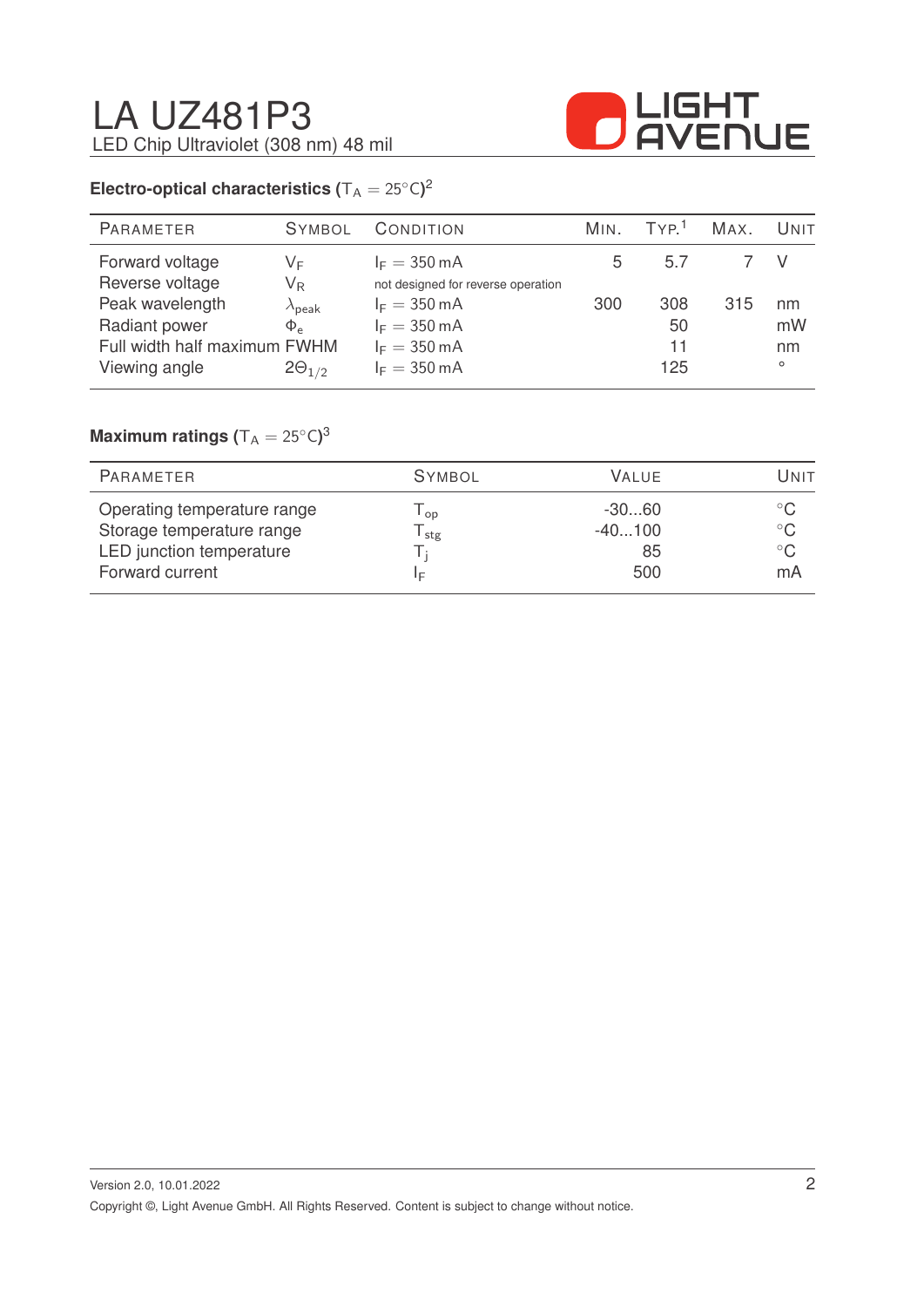# LA UZ481P3

LED Chip Ultraviolet (308 nm) 48 mil

**Electro-optical characteristics** ($T_A = 25°C$)[2]

| Parameter | Symbol | Condition | Min. | Typ.[1] | Max. | Unit |
|---|---|---|---|---|---|---|
| Forward voltage | $V_F$ | $I_F = 350\,mA$ | 5 | 5.7 | 7 | V |
| Reverse voltage | $V_R$ | not designed for reverse operation | | | | |
| Peak wavelength | $\lambda_{peak}$ | $I_F = 350\,mA$ | 300 | 308 | 315 | nm |
| Radiant power | $\Phi_e$ | $I_F = 350\,mA$ | | 50 | | mW |
| Full width half maximum | FWHM | $I_F = 350\,mA$ | | 11 | | nm |
| Viewing angle | $2\Theta_{1/2}$ | $I_F = 350\,mA$ | | 125 | | ° |

**Maximum ratings** ($T_A = 25°C$)[3]

| Parameter | Symbol | Value | Unit |
|---|---|---|---|
| Operating temperature range | $T_{op}$ | -30...60 | °C |
| Storage temperature range | $T_{stg}$ | -40...100 | °C |
| LED junction temperature | $T_j$ | 85 | °C |
| Forward current | $I_F$ | 500 | mA |

Version 2.0, 10.01.2022

Copyright ©, Light Avenue GmbH. All Rights Reserved. Content is subject to change without notice.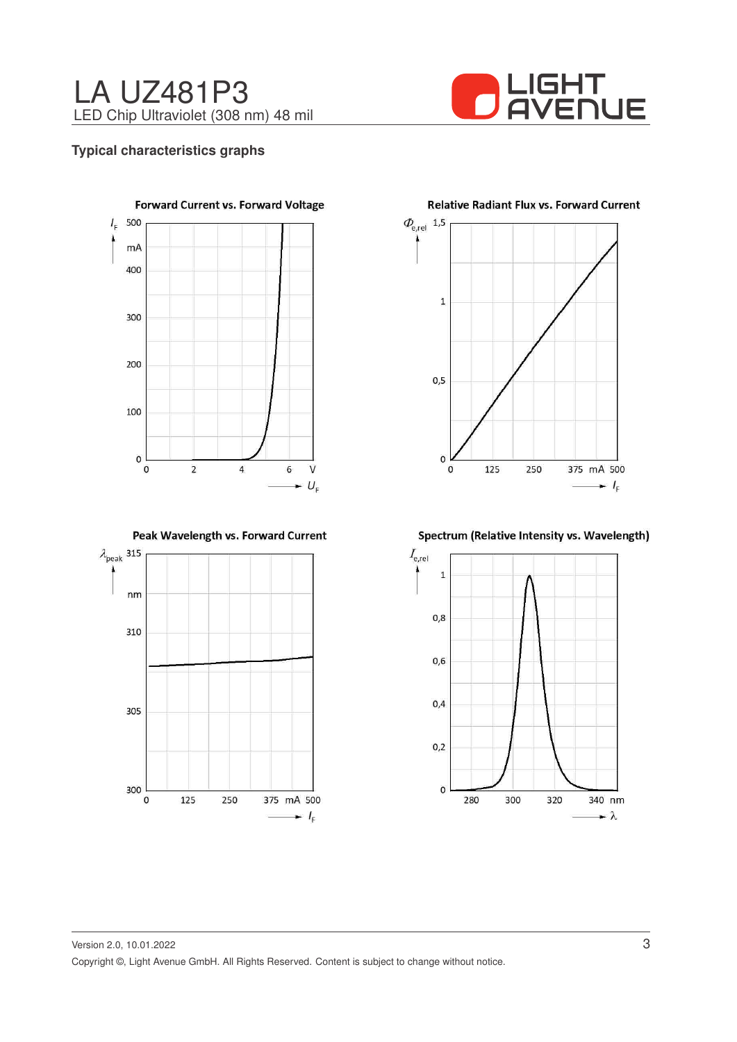## Typical characteristics graphs

**Forward Current vs. Forward Voltage**

**Relative Radiant Flux vs. Forward Current**

**Peak Wavelength vs. Forward Current**

**Spectrum (Relative Intensity vs. Wavelength)**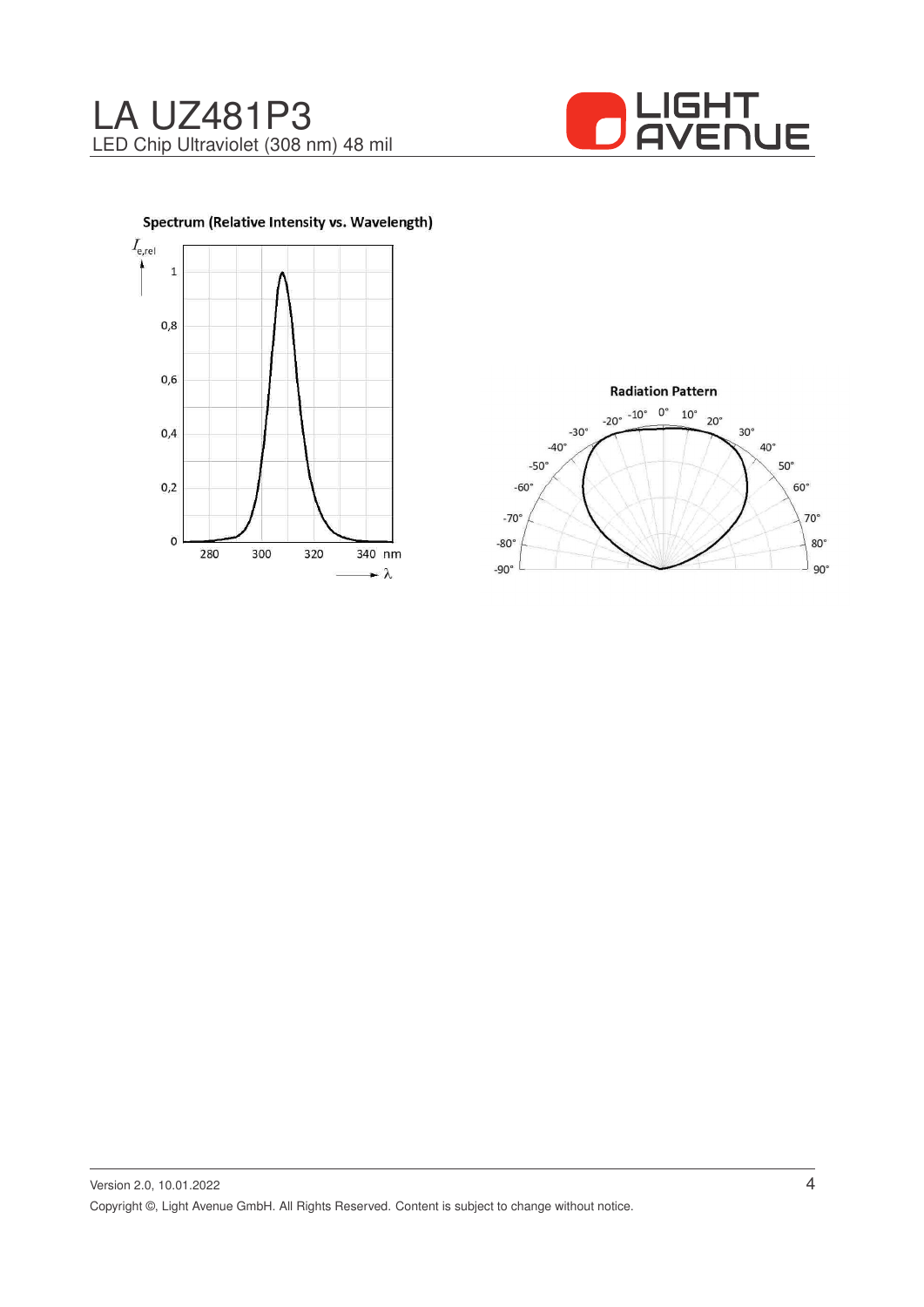Spectrum (Relative Intensity vs. Wavelength)

Radiation Pattern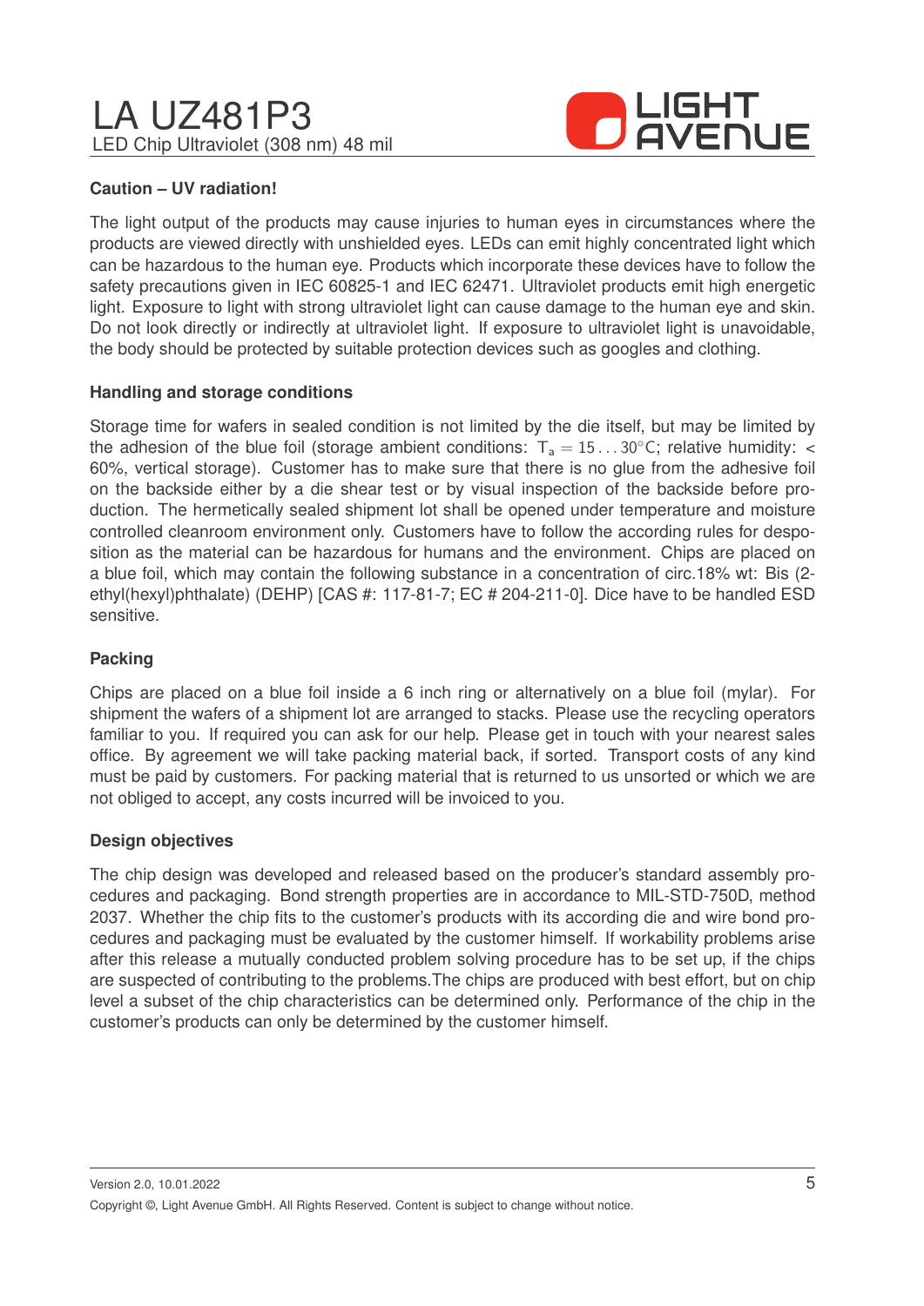## Caution – UV radiation!

The light output of the products may cause injuries to human eyes in circumstances where the products are viewed directly with unshielded eyes. LEDs can emit highly concentrated light which can be hazardous to the human eye. Products which incorporate these devices have to follow the safety precautions given in IEC 60825-1 and IEC 62471. Ultraviolet products emit high energetic light. Exposure to light with strong ultraviolet light can cause damage to the human eye and skin. Do not look directly or indirectly at ultraviolet light. If exposure to ultraviolet light is unavoidable, the body should be protected by suitable protection devices such as googles and clothing.

## Handling and storage conditions

Storage time for wafers in sealed condition is not limited by the die itself, but may be limited by the adhesion of the blue foil (storage ambient conditions: $T_a = 15 \ldots 30^\circ C$; relative humidity: < 60%, vertical storage). Customer has to make sure that there is no glue from the adhesive foil on the backside either by a die shear test or by visual inspection of the backside before production. The hermetically sealed shipment lot shall be opened under temperature and moisture controlled cleanroom environment only. Customers have to follow the according rules for desposition as the material can be hazardous for humans and the environment. Chips are placed on a blue foil, which may contain the following substance in a concentration of circ.18% wt: Bis (2-ethyl(hexyl)phthalate) (DEHP) [CAS #: 117-81-7; EC # 204-211-0]. Dice have to be handled ESD sensitive.

## Packing

Chips are placed on a blue foil inside a 6 inch ring or alternatively on a blue foil (mylar). For shipment the wafers of a shipment lot are arranged to stacks. Please use the recycling operators familiar to you. If required you can ask for our help. Please get in touch with your nearest sales office. By agreement we will take packing material back, if sorted. Transport costs of any kind must be paid by customers. For packing material that is returned to us unsorted or which we are not obliged to accept, any costs incurred will be invoiced to you.

## Design objectives

The chip design was developed and released based on the producer's standard assembly procedures and packaging. Bond strength properties are in accordance to MIL-STD-750D, method 2037. Whether the chip fits to the customer's products with its according die and wire bond procedures and packaging must be evaluated by the customer himself. If workability problems arise after this release a mutually conducted problem solving procedure has to be set up, if the chips are suspected of contributing to the problems.The chips are produced with best effort, but on chip level a subset of the chip characteristics can be determined only. Performance of the chip in the customer's products can only be determined by the customer himself.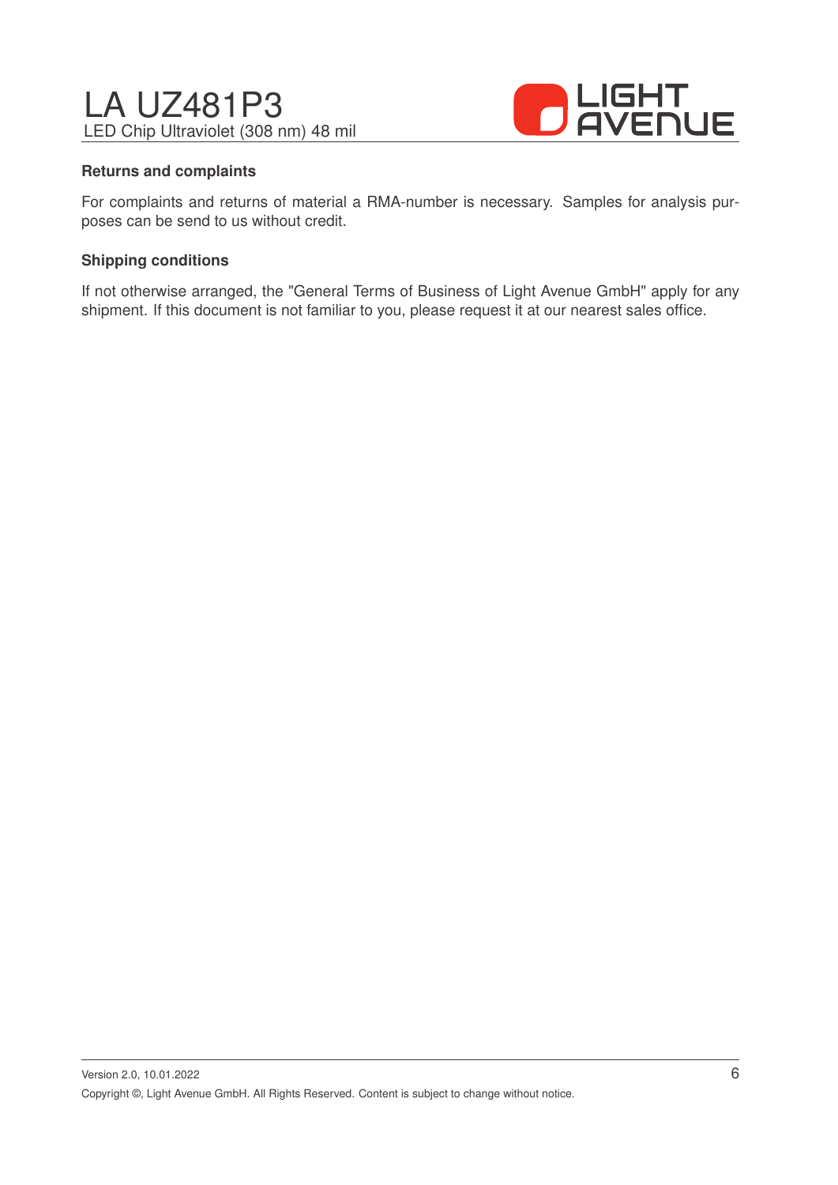**Returns and complaints**

For complaints and returns of material a RMA-number is necessary. Samples for analysis purposes can be send to us without credit.

**Shipping conditions**

If not otherwise arranged, the "General Terms of Business of Light Avenue GmbH" apply for any shipment. If this document is not familiar to you, please request it at our nearest sales office.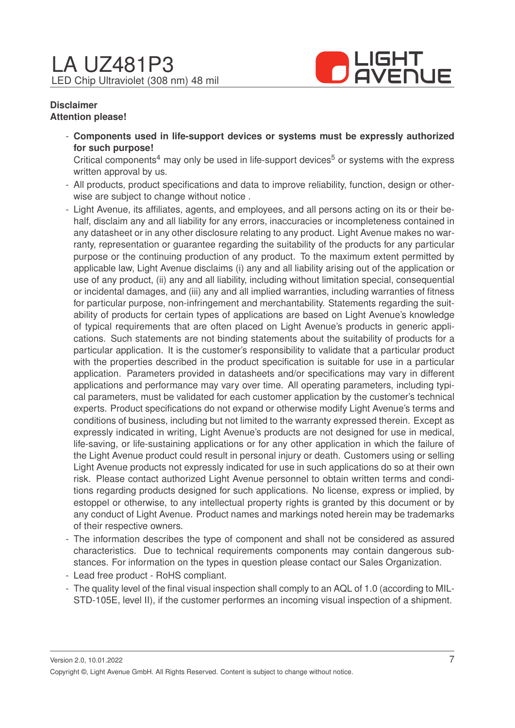**Disclaimer**

**Attention please!**

- **Components used in life-support devices or systems must be expressly authorized for such purpose!**
  Critical components[4] may only be used in life-support devices[5] or systems with the express written approval by us.
- All products, product specifications and data to improve reliability, function, design or otherwise are subject to change without notice .
- Light Avenue, its affiliates, agents, and employees, and all persons acting on its or their behalf, disclaim any and all liability for any errors, inaccuracies or incompleteness contained in any datasheet or in any other disclosure relating to any product. Light Avenue makes no warranty, representation or guarantee regarding the suitability of the products for any particular purpose or the continuing production of any product. To the maximum extent permitted by applicable law, Light Avenue disclaims (i) any and all liability arising out of the application or use of any product, (ii) any and all liability, including without limitation special, consequential or incidental damages, and (iii) any and all implied warranties, including warranties of fitness for particular purpose, non-infringement and merchantability. Statements regarding the suitability of products for certain types of applications are based on Light Avenue's knowledge of typical requirements that are often placed on Light Avenue's products in generic applications. Such statements are not binding statements about the suitability of products for a particular application. It is the customer's responsibility to validate that a particular product with the properties described in the product specification is suitable for use in a particular application. Parameters provided in datasheets and/or specifications may vary in different applications and performance may vary over time. All operating parameters, including typical parameters, must be validated for each customer application by the customer's technical experts. Product specifications do not expand or otherwise modify Light Avenue's terms and conditions of business, including but not limited to the warranty expressed therein. Except as expressly indicated in writing, Light Avenue's products are not designed for use in medical, life-saving, or life-sustaining applications or for any other application in which the failure of the Light Avenue product could result in personal injury or death. Customers using or selling Light Avenue products not expressly indicated for use in such applications do so at their own risk. Please contact authorized Light Avenue personnel to obtain written terms and conditions regarding products designed for such applications. No license, express or implied, by estoppel or otherwise, to any intellectual property rights is granted by this document or by any conduct of Light Avenue. Product names and markings noted herein may be trademarks of their respective owners.
- The information describes the type of component and shall not be considered as assured characteristics. Due to technical requirements components may contain dangerous substances. For information on the types in question please contact our Sales Organization.
- Lead free product - RoHS compliant.
- The quality level of the final visual inspection shall comply to an AQL of 1.0 (according to MIL-STD-105E, level II), if the customer performes an incoming visual inspection of a shipment.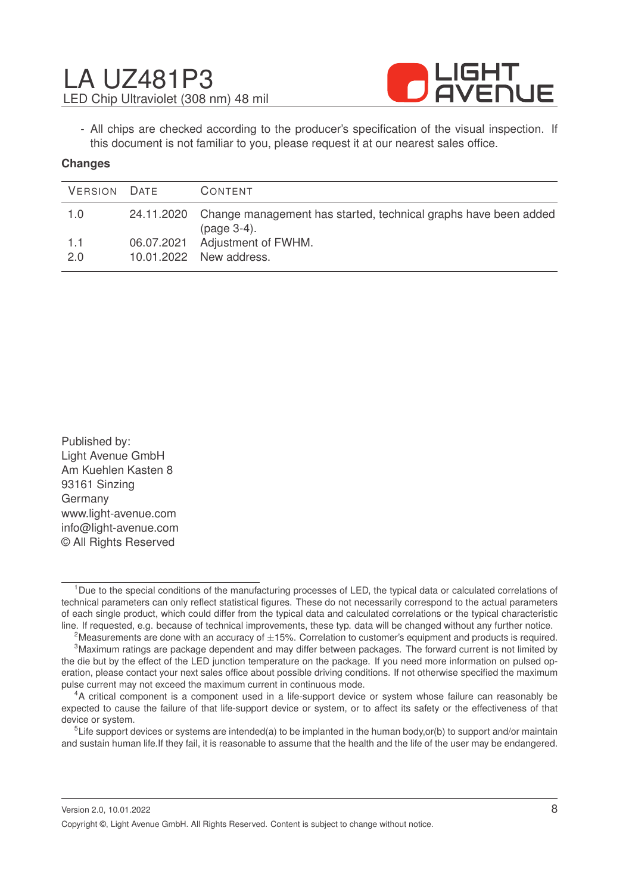- All chips are checked according to the producer's specification of the visual inspection. If this document is not familiar to you, please request it at our nearest sales office.

**Changes**

| VERSION | DATE | CONTENT |
|---|---|---|
| 1.0 | 24.11.2020 | Change management has started, technical graphs have been added (page 3-4). |
| 1.1 | 06.07.2021 | Adjustment of FWHM. |
| 2.0 | 10.01.2022 | New address. |

Published by:
Light Avenue GmbH
Am Kuehlen Kasten 8
93161 Sinzing
Germany
www.light-avenue.com
info@light-avenue.com
© All Rights Reserved

[1] Due to the special conditions of the manufacturing processes of LED, the typical data or calculated correlations of technical parameters can only reflect statistical figures. These do not necessarily correspond to the actual parameters of each single product, which could differ from the typical data and calculated correlations or the typical characteristic line. If requested, e.g. because of technical improvements, these typ. data will be changed without any further notice.

[2] Measurements are done with an accuracy of $\pm$15%. Correlation to customer's equipment and products is required.

[3] Maximum ratings are package dependent and may differ between packages. The forward current is not limited by the die but by the effect of the LED junction temperature on the package. If you need more information on pulsed operation, please contact your next sales office about possible driving conditions. If not otherwise specified the maximum pulse current may not exceed the maximum current in continuous mode.

[4] A critical component is a component used in a life-support device or system whose failure can reasonably be expected to cause the failure of that life-support device or system, or to affect its safety or the effectiveness of that device or system.

[5] Life support devices or systems are intended(a) to be implanted in the human body,or(b) to support and/or maintain and sustain human life.If they fail, it is reasonable to assume that the health and the life of the user may be endangered.